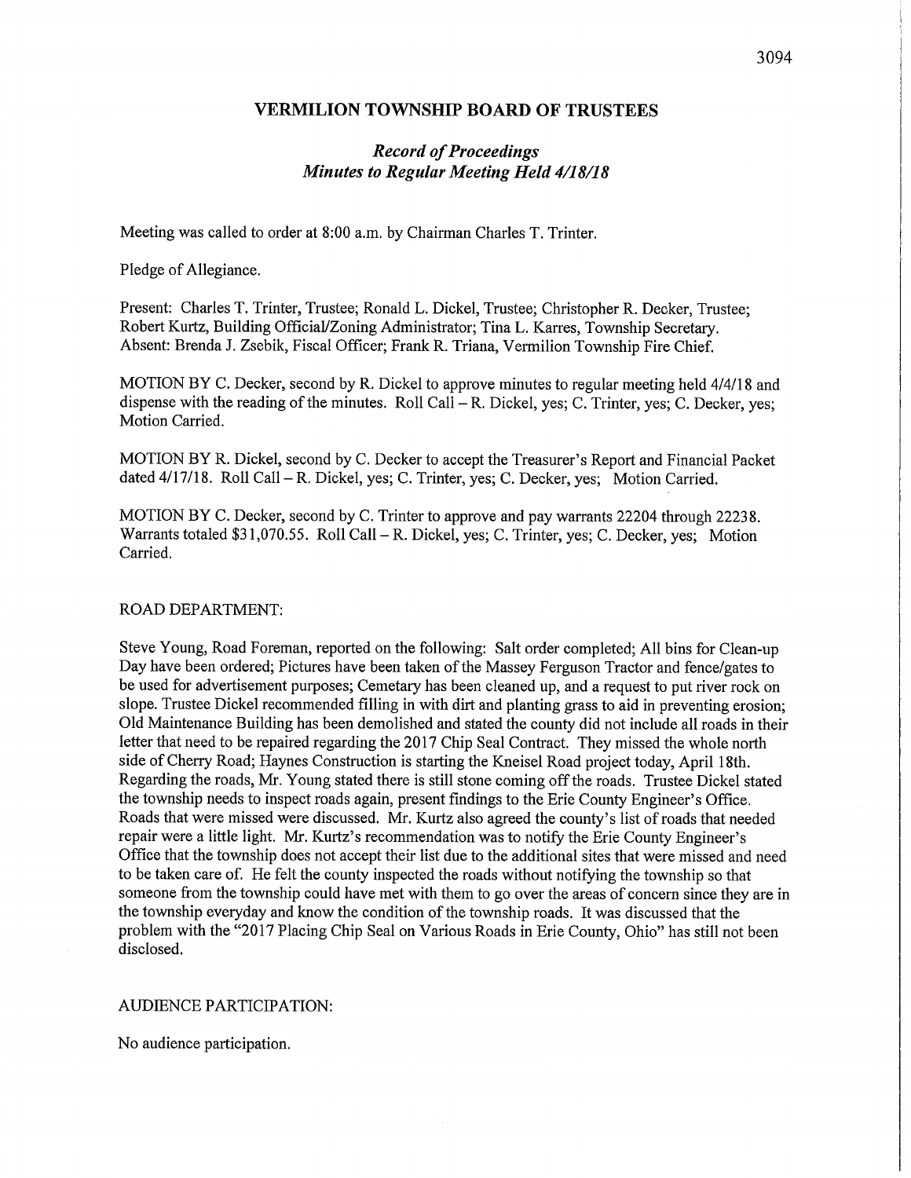# VERMILION TOWNSHIP BOARD OF TRUSTEES

## *Record of Proceedings*
## *Minutes to Regular Meeting Held 4/18/18*

Meeting was called to order at 8:00 a.m. by Chairman Charles T. Trinter.

Pledge of Allegiance.

Present: Charles T. Trinter, Trustee; Ronald L. Dickel, Trustee; Christopher R. Decker, Trustee; Robert Kurtz, Building Official/Zoning Administrator; Tina L. Karres, Township Secretary. Absent: Brenda J. Zsebik, Fiscal Officer; Frank R. Triana, Vermilion Township Fire Chief.

MOTION BY C. Decker, second by R. Dickel to approve minutes to regular meeting held 4/4/18 and dispense with the reading of the minutes. Roll Call – R. Dickel, yes; C. Trinter, yes; C. Decker, yes; Motion Carried.

MOTION BY R. Dickel, second by C. Decker to accept the Treasurer's Report and Financial Packet dated 4/17/18. Roll Call – R. Dickel, yes; C. Trinter, yes; C. Decker, yes; Motion Carried.

MOTION BY C. Decker, second by C. Trinter to approve and pay warrants 22204 through 22238. Warrants totaled $31,070.55. Roll Call – R. Dickel, yes; C. Trinter, yes; C. Decker, yes; Motion Carried.

ROAD DEPARTMENT:

Steve Young, Road Foreman, reported on the following: Salt order completed; All bins for Clean-up Day have been ordered; Pictures have been taken of the Massey Ferguson Tractor and fence/gates to be used for advertisement purposes; Cemetary has been cleaned up, and a request to put river rock on slope. Trustee Dickel recommended filling in with dirt and planting grass to aid in preventing erosion; Old Maintenance Building has been demolished and stated the county did not include all roads in their letter that need to be repaired regarding the 2017 Chip Seal Contract. They missed the whole north side of Cherry Road; Haynes Construction is starting the Kneisel Road project today, April 18th. Regarding the roads, Mr. Young stated there is still stone coming off the roads. Trustee Dickel stated the township needs to inspect roads again, present findings to the Erie County Engineer's Office. Roads that were missed were discussed. Mr. Kurtz also agreed the county's list of roads that needed repair were a little light. Mr. Kurtz's recommendation was to notify the Erie County Engineer's Office that the township does not accept their list due to the additional sites that were missed and need to be taken care of. He felt the county inspected the roads without notifying the township so that someone from the township could have met with them to go over the areas of concern since they are in the township everyday and know the condition of the township roads. It was discussed that the problem with the "2017 Placing Chip Seal on Various Roads in Erie County, Ohio" has still not been disclosed.

AUDIENCE PARTICIPATION:

No audience participation.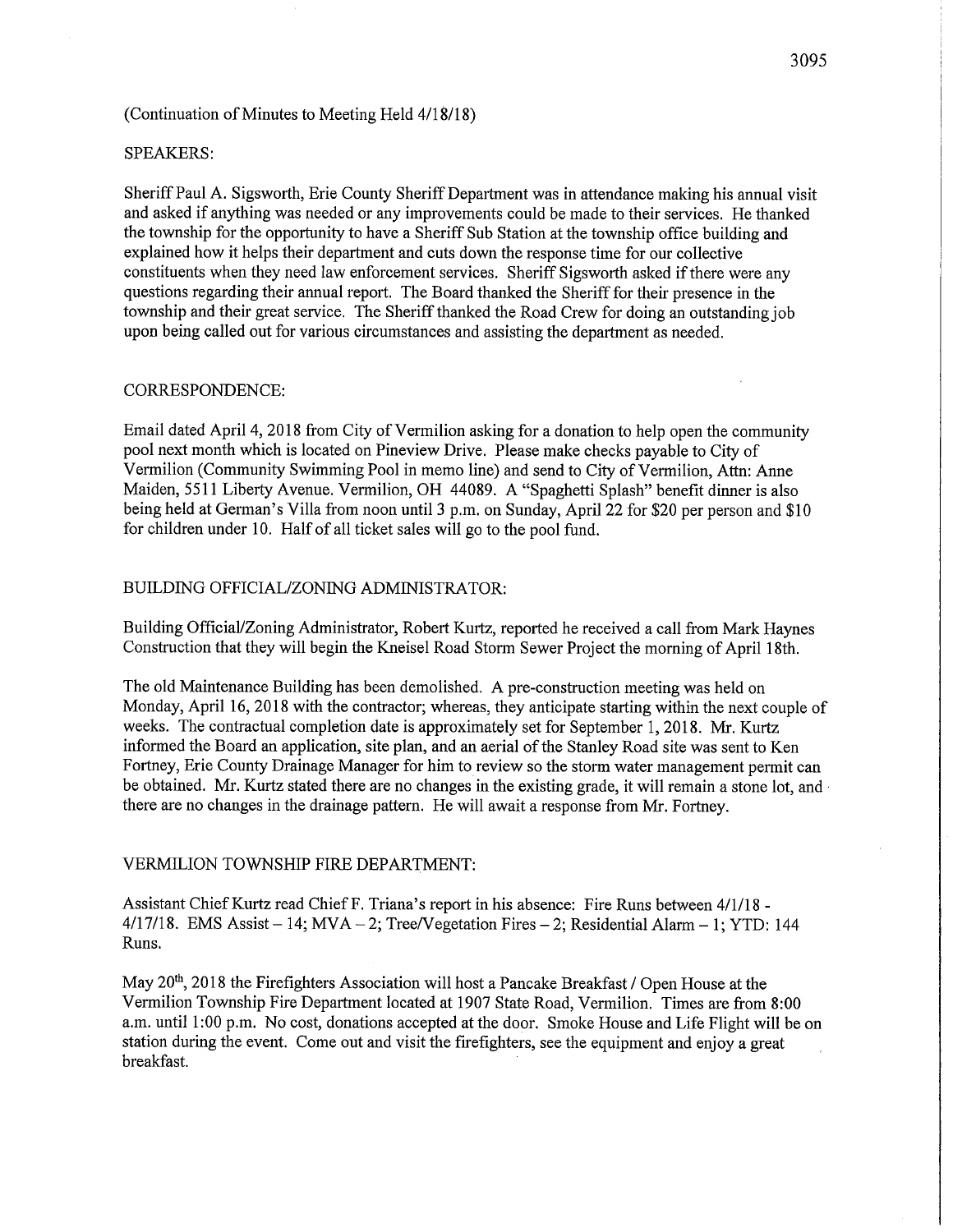(Continuation of Minutes to Meeting Held 4/18/18)

SPEAKERS:

Sheriff Paul A. Sigsworth, Erie County Sheriff Department was in attendance making his annual visit and asked if anything was needed or any improvements could be made to their services. He thanked the township for the opportunity to have a Sheriff Sub Station at the township office building and explained how it helps their department and cuts down the response time for our collective constituents when they need law enforcement services. Sheriff Sigsworth asked if there were any questions regarding their annual report. The Board thanked the Sheriff for their presence in the township and their great service. The Sheriff thanked the Road Crew for doing an outstanding job upon being called out for various circumstances and assisting the department as needed.

CORRESPONDENCE:

Email dated April 4, 2018 from City of Vermilion asking for a donation to help open the community pool next month which is located on Pineview Drive. Please make checks payable to City of Vermilion (Community Swimming Pool in memo line) and send to City of Vermilion, Attn: Anne Maiden, 5511 Liberty Avenue. Vermilion, OH 44089. A "Spaghetti Splash" benefit dinner is also being held at German's Villa from noon until 3 p.m. on Sunday, April 22 for $20 per person and $10 for children under 10. Half of all ticket sales will go to the pool fund.

BUILDING OFFICIAL/ZONING ADMINISTRATOR:

Building Official/Zoning Administrator, Robert Kurtz, reported he received a call from Mark Haynes Construction that they will begin the Kneisel Road Storm Sewer Project the morning of April 18th.

The old Maintenance Building has been demolished. A pre-construction meeting was held on Monday, April 16, 2018 with the contractor; whereas, they anticipate starting within the next couple of weeks. The contractual completion date is approximately set for September 1, 2018. Mr. Kurtz informed the Board an application, site plan, and an aerial of the Stanley Road site was sent to Ken Fortney, Erie County Drainage Manager for him to review so the storm water management permit can be obtained. Mr. Kurtz stated there are no changes in the existing grade, it will remain a stone lot, and there are no changes in the drainage pattern. He will await a response from Mr. Fortney.

VERMILION TOWNSHIP FIRE DEPARTMENT:

Assistant Chief Kurtz read Chief F. Triana's report in his absence: Fire Runs between 4/1/18 - 4/17/18. EMS Assist – 14; MVA – 2; Tree/Vegetation Fires – 2; Residential Alarm – 1; YTD: 144 Runs.

May 20th, 2018 the Firefighters Association will host a Pancake Breakfast / Open House at the Vermilion Township Fire Department located at 1907 State Road, Vermilion. Times are from 8:00 a.m. until 1:00 p.m. No cost, donations accepted at the door. Smoke House and Life Flight will be on station during the event. Come out and visit the firefighters, see the equipment and enjoy a great breakfast.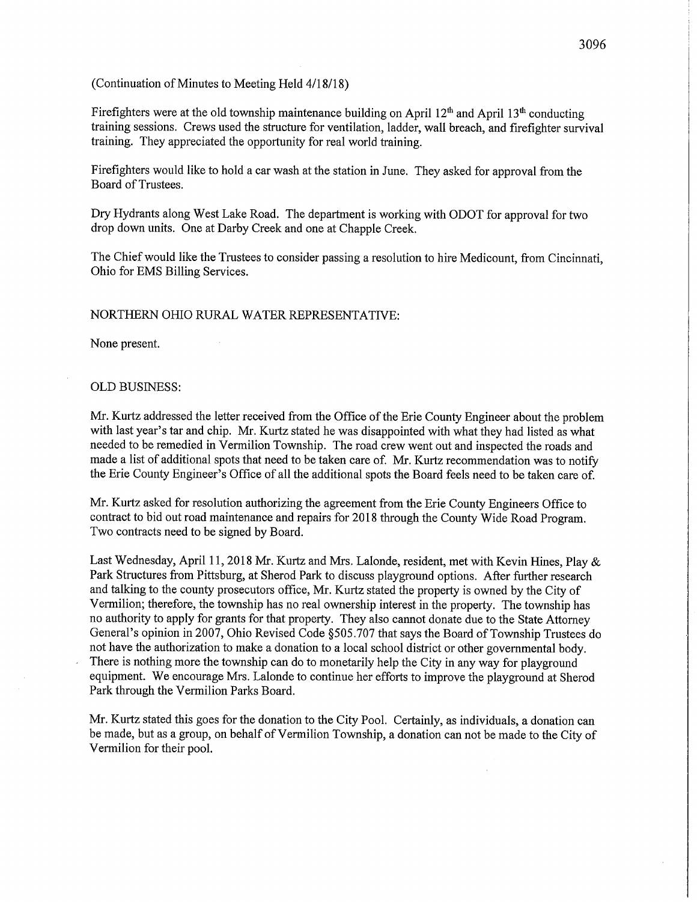(Continuation of Minutes to Meeting Held 4/18/18)

Firefighters were at the old township maintenance building on April 12th and April 13th conducting training sessions. Crews used the structure for ventilation, ladder, wall breach, and firefighter survival training. They appreciated the opportunity for real world training.

Firefighters would like to hold a car wash at the station in June. They asked for approval from the Board of Trustees.

Dry Hydrants along West Lake Road. The department is working with ODOT for approval for two drop down units. One at Darby Creek and one at Chapple Creek.

The Chief would like the Trustees to consider passing a resolution to hire Medicount, from Cincinnati, Ohio for EMS Billing Services.

NORTHERN OHIO RURAL WATER REPRESENTATIVE:

None present.

OLD BUSINESS:

Mr. Kurtz addressed the letter received from the Office of the Erie County Engineer about the problem with last year's tar and chip. Mr. Kurtz stated he was disappointed with what they had listed as what needed to be remedied in Vermilion Township. The road crew went out and inspected the roads and made a list of additional spots that need to be taken care of. Mr. Kurtz recommendation was to notify the Erie County Engineer's Office of all the additional spots the Board feels need to be taken care of.

Mr. Kurtz asked for resolution authorizing the agreement from the Erie County Engineers Office to contract to bid out road maintenance and repairs for 2018 through the County Wide Road Program. Two contracts need to be signed by Board.

Last Wednesday, April 11, 2018 Mr. Kurtz and Mrs. Lalonde, resident, met with Kevin Hines, Play & Park Structures from Pittsburg, at Sherod Park to discuss playground options. After further research and talking to the county prosecutors office, Mr. Kurtz stated the property is owned by the City of Vermilion; therefore, the township has no real ownership interest in the property. The township has no authority to apply for grants for that property. They also cannot donate due to the State Attorney General's opinion in 2007, Ohio Revised Code §505.707 that says the Board of Township Trustees do not have the authorization to make a donation to a local school district or other governmental body. There is nothing more the township can do to monetarily help the City in any way for playground equipment. We encourage Mrs. Lalonde to continue her efforts to improve the playground at Sherod Park through the Vermilion Parks Board.

Mr. Kurtz stated this goes for the donation to the City Pool. Certainly, as individuals, a donation can be made, but as a group, on behalf of Vermilion Township, a donation can not be made to the City of Vermilion for their pool.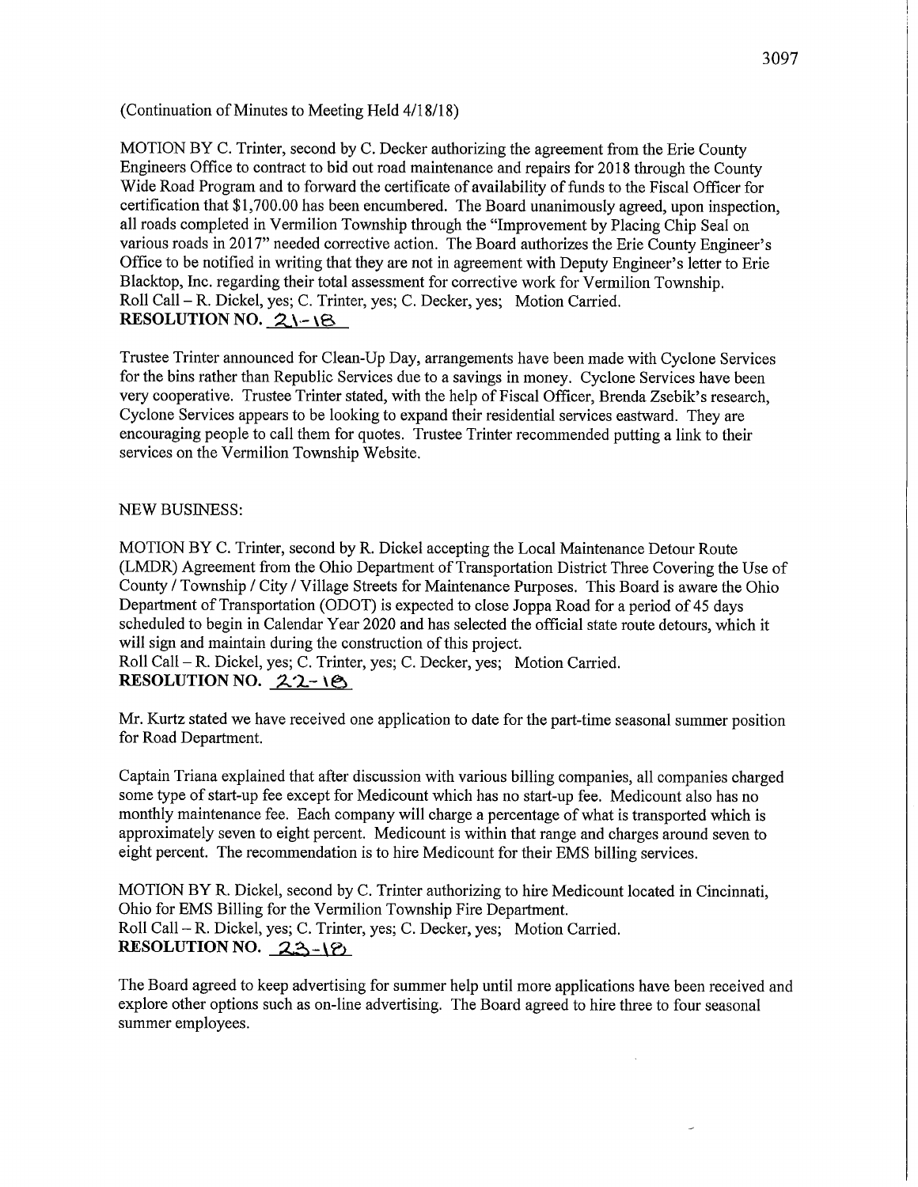(Continuation of Minutes to Meeting Held 4/18/18)

MOTION BY C. Trinter, second by C. Decker authorizing the agreement from the Erie County Engineers Office to contract to bid out road maintenance and repairs for 2018 through the County Wide Road Program and to forward the certificate of availability of funds to the Fiscal Officer for certification that $1,700.00 has been encumbered. The Board unanimously agreed, upon inspection, all roads completed in Vermilion Township through the "Improvement by Placing Chip Seal on various roads in 2017" needed corrective action. The Board authorizes the Erie County Engineer's Office to be notified in writing that they are not in agreement with Deputy Engineer's letter to Erie Blacktop, Inc. regarding their total assessment for corrective work for Vermilion Township.
Roll Call – R. Dickel, yes; C. Trinter, yes; C. Decker, yes; Motion Carried.
**RESOLUTION NO. 21-18**

Trustee Trinter announced for Clean-Up Day, arrangements have been made with Cyclone Services for the bins rather than Republic Services due to a savings in money. Cyclone Services have been very cooperative. Trustee Trinter stated, with the help of Fiscal Officer, Brenda Zsebik's research, Cyclone Services appears to be looking to expand their residential services eastward. They are encouraging people to call them for quotes. Trustee Trinter recommended putting a link to their services on the Vermilion Township Website.

NEW BUSINESS:

MOTION BY C. Trinter, second by R. Dickel accepting the Local Maintenance Detour Route (LMDR) Agreement from the Ohio Department of Transportation District Three Covering the Use of County / Township / City / Village Streets for Maintenance Purposes. This Board is aware the Ohio Department of Transportation (ODOT) is expected to close Joppa Road for a period of 45 days scheduled to begin in Calendar Year 2020 and has selected the official state route detours, which it will sign and maintain during the construction of this project.
Roll Call – R. Dickel, yes; C. Trinter, yes; C. Decker, yes; Motion Carried.
**RESOLUTION NO. 22-18**

Mr. Kurtz stated we have received one application to date for the part-time seasonal summer position for Road Department.

Captain Triana explained that after discussion with various billing companies, all companies charged some type of start-up fee except for Medicount which has no start-up fee. Medicount also has no monthly maintenance fee. Each company will charge a percentage of what is transported which is approximately seven to eight percent. Medicount is within that range and charges around seven to eight percent. The recommendation is to hire Medicount for their EMS billing services.

MOTION BY R. Dickel, second by C. Trinter authorizing to hire Medicount located in Cincinnati, Ohio for EMS Billing for the Vermilion Township Fire Department.
Roll Call – R. Dickel, yes; C. Trinter, yes; C. Decker, yes; Motion Carried.
**RESOLUTION NO. 23-18**

The Board agreed to keep advertising for summer help until more applications have been received and explore other options such as on-line advertising. The Board agreed to hire three to four seasonal summer employees.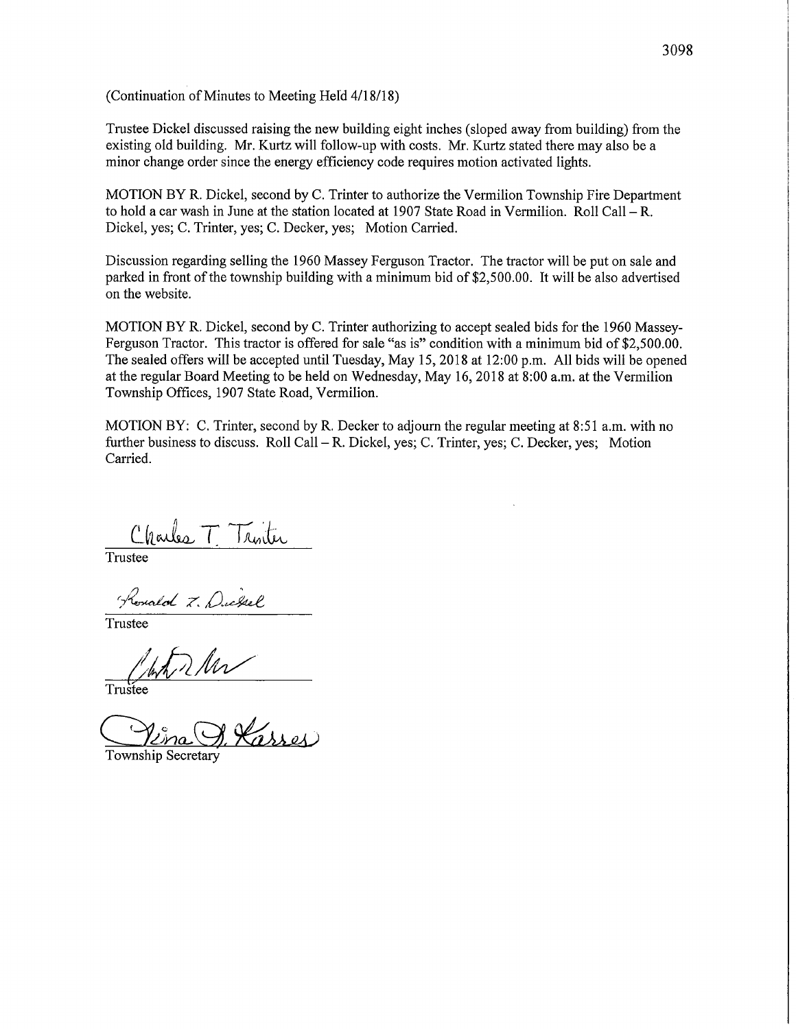(Continuation of Minutes to Meeting Held 4/18/18)

Trustee Dickel discussed raising the new building eight inches (sloped away from building) from the existing old building. Mr. Kurtz will follow-up with costs. Mr. Kurtz stated there may also be a minor change order since the energy efficiency code requires motion activated lights.

MOTION BY R. Dickel, second by C. Trinter to authorize the Vermilion Township Fire Department to hold a car wash in June at the station located at 1907 State Road in Vermilion. Roll Call – R. Dickel, yes; C. Trinter, yes; C. Decker, yes; Motion Carried.

Discussion regarding selling the 1960 Massey Ferguson Tractor. The tractor will be put on sale and parked in front of the township building with a minimum bid of $2,500.00. It will be also advertised on the website.

MOTION BY R. Dickel, second by C. Trinter authorizing to accept sealed bids for the 1960 Massey-Ferguson Tractor. This tractor is offered for sale "as is" condition with a minimum bid of $2,500.00. The sealed offers will be accepted until Tuesday, May 15, 2018 at 12:00 p.m. All bids will be opened at the regular Board Meeting to be held on Wednesday, May 16, 2018 at 8:00 a.m. at the Vermilion Township Offices, 1907 State Road, Vermilion.

MOTION BY: C. Trinter, second by R. Decker to adjourn the regular meeting at 8:51 a.m. with no further business to discuss. Roll Call – R. Dickel, yes; C. Trinter, yes; C. Decker, yes; Motion Carried.

Charles T. Trinter
Trustee

Ronald Z. Dickel
Trustee

Trustee

Tina A. Karres
Township Secretary